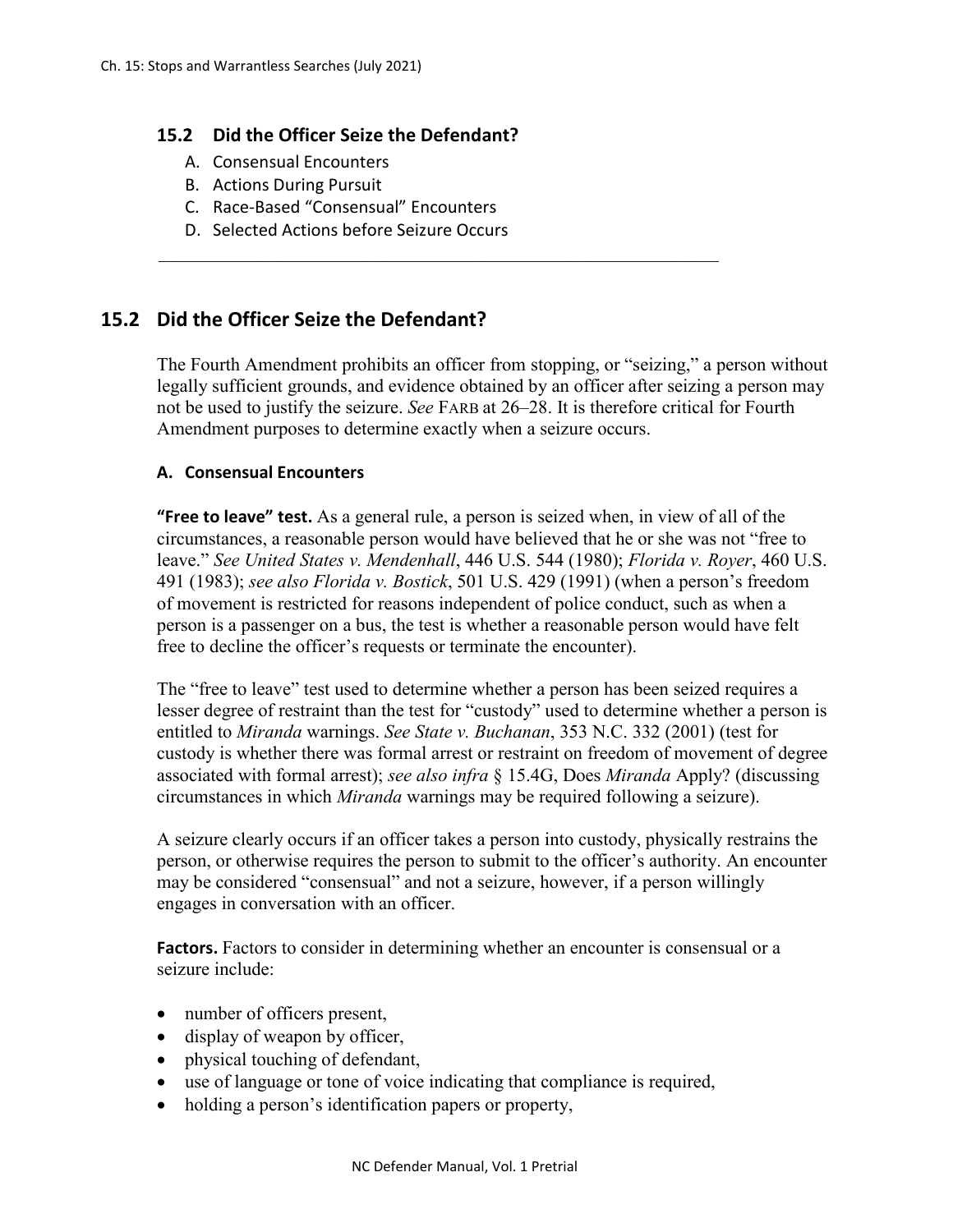## 15.2 Did the Officer Seize the Defendant?

A. Consensual Encounters
B. Actions During Pursuit
C. Race-Based "Consensual" Encounters
D. Selected Actions before Seizure Occurs

---

## 15.2 Did the Officer Seize the Defendant?

The Fourth Amendment prohibits an officer from stopping, or "seizing," a person without legally sufficient grounds, and evidence obtained by an officer after seizing a person may not be used to justify the seizure. *See* FARB at 26–28. It is therefore critical for Fourth Amendment purposes to determine exactly when a seizure occurs.

### A. Consensual Encounters

**"Free to leave" test.** As a general rule, a person is seized when, in view of all of the circumstances, a reasonable person would have believed that he or she was not "free to leave." *See United States v. Mendenhall*, 446 U.S. 544 (1980); *Florida v. Royer*, 460 U.S. 491 (1983); *see also Florida v. Bostick*, 501 U.S. 429 (1991) (when a person's freedom of movement is restricted for reasons independent of police conduct, such as when a person is a passenger on a bus, the test is whether a reasonable person would have felt free to decline the officer's requests or terminate the encounter).

The "free to leave" test used to determine whether a person has been seized requires a lesser degree of restraint than the test for "custody" used to determine whether a person is entitled to *Miranda* warnings. *See State v. Buchanan*, 353 N.C. 332 (2001) (test for custody is whether there was formal arrest or restraint on freedom of movement of degree associated with formal arrest); *see also infra* § 15.4G, Does *Miranda* Apply? (discussing circumstances in which *Miranda* warnings may be required following a seizure).

A seizure clearly occurs if an officer takes a person into custody, physically restrains the person, or otherwise requires the person to submit to the officer's authority. An encounter may be considered "consensual" and not a seizure, however, if a person willingly engages in conversation with an officer.

**Factors.** Factors to consider in determining whether an encounter is consensual or a seizure include:

- number of officers present,
- display of weapon by officer,
- physical touching of defendant,
- use of language or tone of voice indicating that compliance is required,
- holding a person's identification papers or property,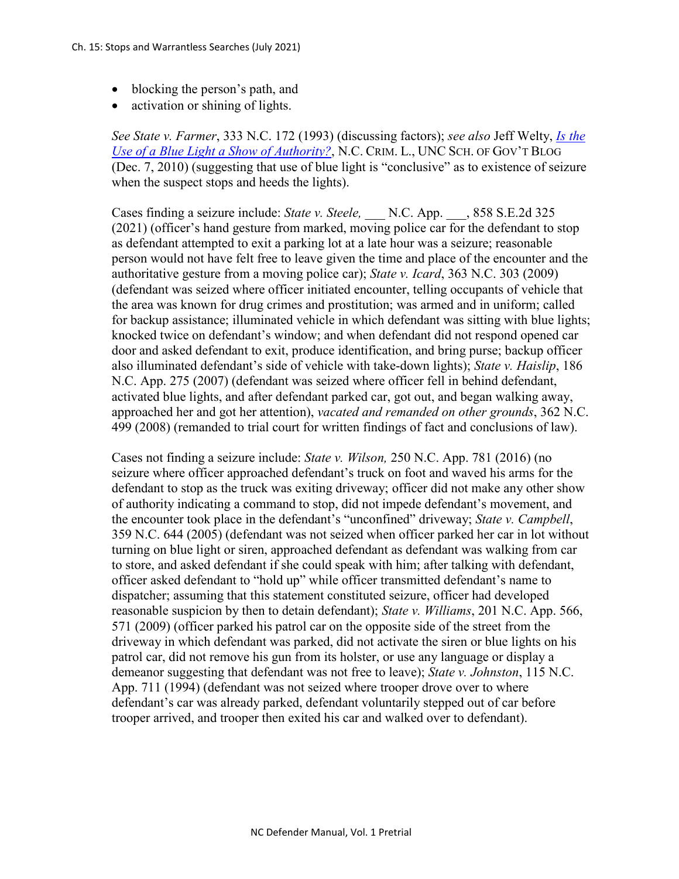- blocking the person's path, and
- activation or shining of lights.

*See State v. Farmer*, 333 N.C. 172 (1993) (discussing factors); *see also* Jeff Welty, [*Is the Use of a Blue Light a Show of Authority?*](), N.C. CRIM. L., UNC SCH. OF GOV'T BLOG (Dec. 7, 2010) (suggesting that use of blue light is "conclusive" as to existence of seizure when the suspect stops and heeds the lights).

Cases finding a seizure include: *State v. Steele,* ___ N.C. App. ___, 858 S.E.2d 325 (2021) (officer's hand gesture from marked, moving police car for the defendant to stop as defendant attempted to exit a parking lot at a late hour was a seizure; reasonable person would not have felt free to leave given the time and place of the encounter and the authoritative gesture from a moving police car); *State v. Icard*, 363 N.C. 303 (2009) (defendant was seized where officer initiated encounter, telling occupants of vehicle that the area was known for drug crimes and prostitution; was armed and in uniform; called for backup assistance; illuminated vehicle in which defendant was sitting with blue lights; knocked twice on defendant's window; and when defendant did not respond opened car door and asked defendant to exit, produce identification, and bring purse; backup officer also illuminated defendant's side of vehicle with take-down lights); *State v. Haislip*, 186 N.C. App. 275 (2007) (defendant was seized where officer fell in behind defendant, activated blue lights, and after defendant parked car, got out, and began walking away, approached her and got her attention), *vacated and remanded on other grounds*, 362 N.C. 499 (2008) (remanded to trial court for written findings of fact and conclusions of law).

Cases not finding a seizure include: *State v. Wilson,* 250 N.C. App. 781 (2016) (no seizure where officer approached defendant's truck on foot and waved his arms for the defendant to stop as the truck was exiting driveway; officer did not make any other show of authority indicating a command to stop, did not impede defendant's movement, and the encounter took place in the defendant's "unconfined" driveway; *State v. Campbell*, 359 N.C. 644 (2005) (defendant was not seized when officer parked her car in lot without turning on blue light or siren, approached defendant as defendant was walking from car to store, and asked defendant if she could speak with him; after talking with defendant, officer asked defendant to "hold up" while officer transmitted defendant's name to dispatcher; assuming that this statement constituted seizure, officer had developed reasonable suspicion by then to detain defendant); *State v. Williams*, 201 N.C. App. 566, 571 (2009) (officer parked his patrol car on the opposite side of the street from the driveway in which defendant was parked, did not activate the siren or blue lights on his patrol car, did not remove his gun from its holster, or use any language or display a demeanor suggesting that defendant was not free to leave); *State v. Johnston*, 115 N.C. App. 711 (1994) (defendant was not seized where trooper drove over to where defendant's car was already parked, defendant voluntarily stepped out of car before trooper arrived, and trooper then exited his car and walked over to defendant).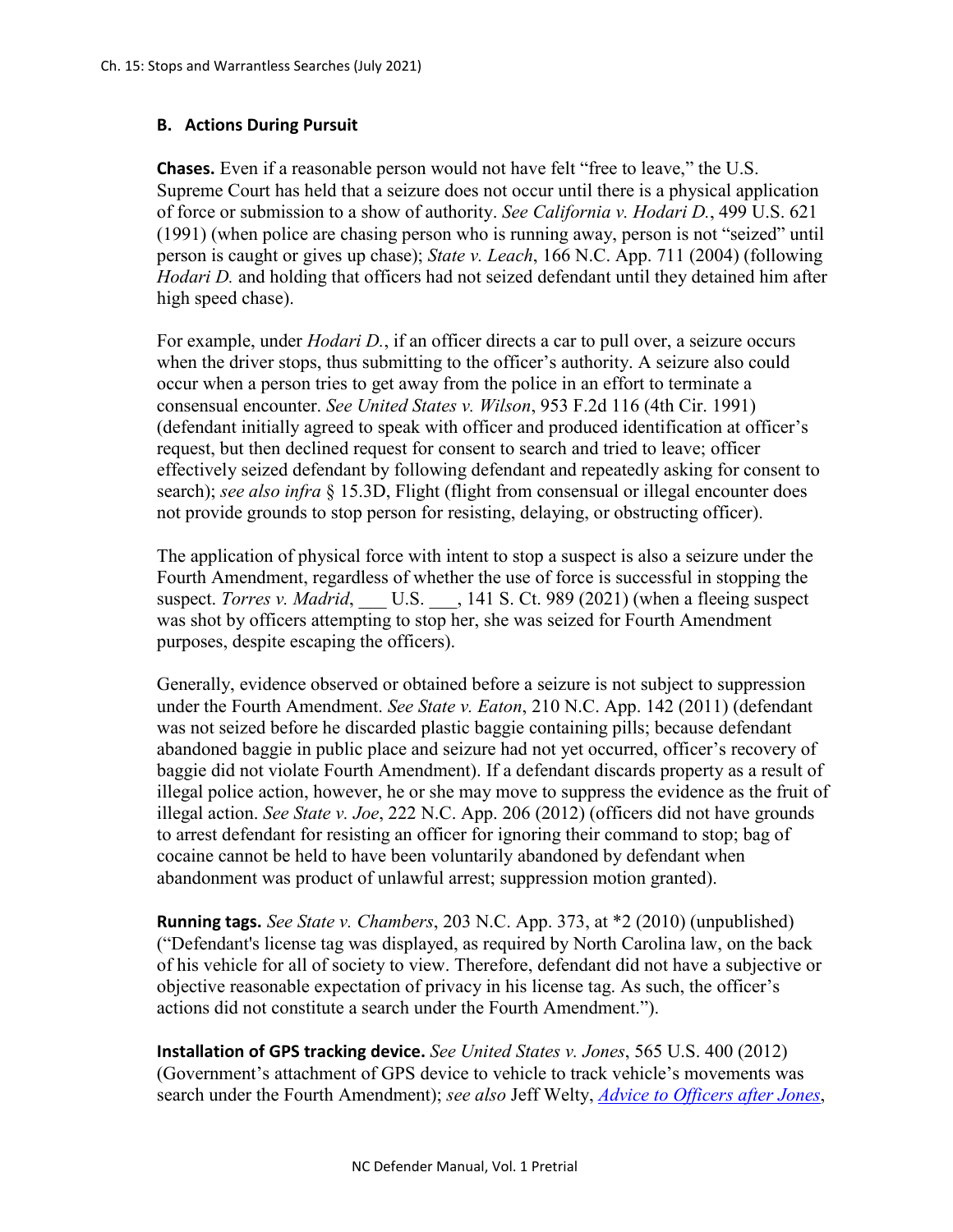## B. Actions During Pursuit

**Chases.** Even if a reasonable person would not have felt "free to leave," the U.S. Supreme Court has held that a seizure does not occur until there is a physical application of force or submission to a show of authority. *See California v. Hodari D.*, 499 U.S. 621 (1991) (when police are chasing person who is running away, person is not "seized" until person is caught or gives up chase); *State v. Leach*, 166 N.C. App. 711 (2004) (following *Hodari D.* and holding that officers had not seized defendant until they detained him after high speed chase).

For example, under *Hodari D.*, if an officer directs a car to pull over, a seizure occurs when the driver stops, thus submitting to the officer's authority. A seizure also could occur when a person tries to get away from the police in an effort to terminate a consensual encounter. *See United States v. Wilson*, 953 F.2d 116 (4th Cir. 1991) (defendant initially agreed to speak with officer and produced identification at officer's request, but then declined request for consent to search and tried to leave; officer effectively seized defendant by following defendant and repeatedly asking for consent to search); *see also infra* § 15.3D, Flight (flight from consensual or illegal encounter does not provide grounds to stop person for resisting, delaying, or obstructing officer).

The application of physical force with intent to stop a suspect is also a seizure under the Fourth Amendment, regardless of whether the use of force is successful in stopping the suspect. *Torres v. Madrid*, ___ U.S. ___, 141 S. Ct. 989 (2021) (when a fleeing suspect was shot by officers attempting to stop her, she was seized for Fourth Amendment purposes, despite escaping the officers).

Generally, evidence observed or obtained before a seizure is not subject to suppression under the Fourth Amendment. *See State v. Eaton*, 210 N.C. App. 142 (2011) (defendant was not seized before he discarded plastic baggie containing pills; because defendant abandoned baggie in public place and seizure had not yet occurred, officer's recovery of baggie did not violate Fourth Amendment). If a defendant discards property as a result of illegal police action, however, he or she may move to suppress the evidence as the fruit of illegal action. *See State v. Joe*, 222 N.C. App. 206 (2012) (officers did not have grounds to arrest defendant for resisting an officer for ignoring their command to stop; bag of cocaine cannot be held to have been voluntarily abandoned by defendant when abandonment was product of unlawful arrest; suppression motion granted).

**Running tags.** *See State v. Chambers*, 203 N.C. App. 373, at *2 (2010) (unpublished) ("Defendant's license tag was displayed, as required by North Carolina law, on the back of his vehicle for all of society to view. Therefore, defendant did not have a subjective or objective reasonable expectation of privacy in his license tag. As such, the officer's actions did not constitute a search under the Fourth Amendment.").

**Installation of GPS tracking device.** *See United States v. Jones*, 565 U.S. 400 (2012) (Government's attachment of GPS device to vehicle to track vehicle's movements was search under the Fourth Amendment); *see also* Jeff Welty, *Advice to Officers after Jones*,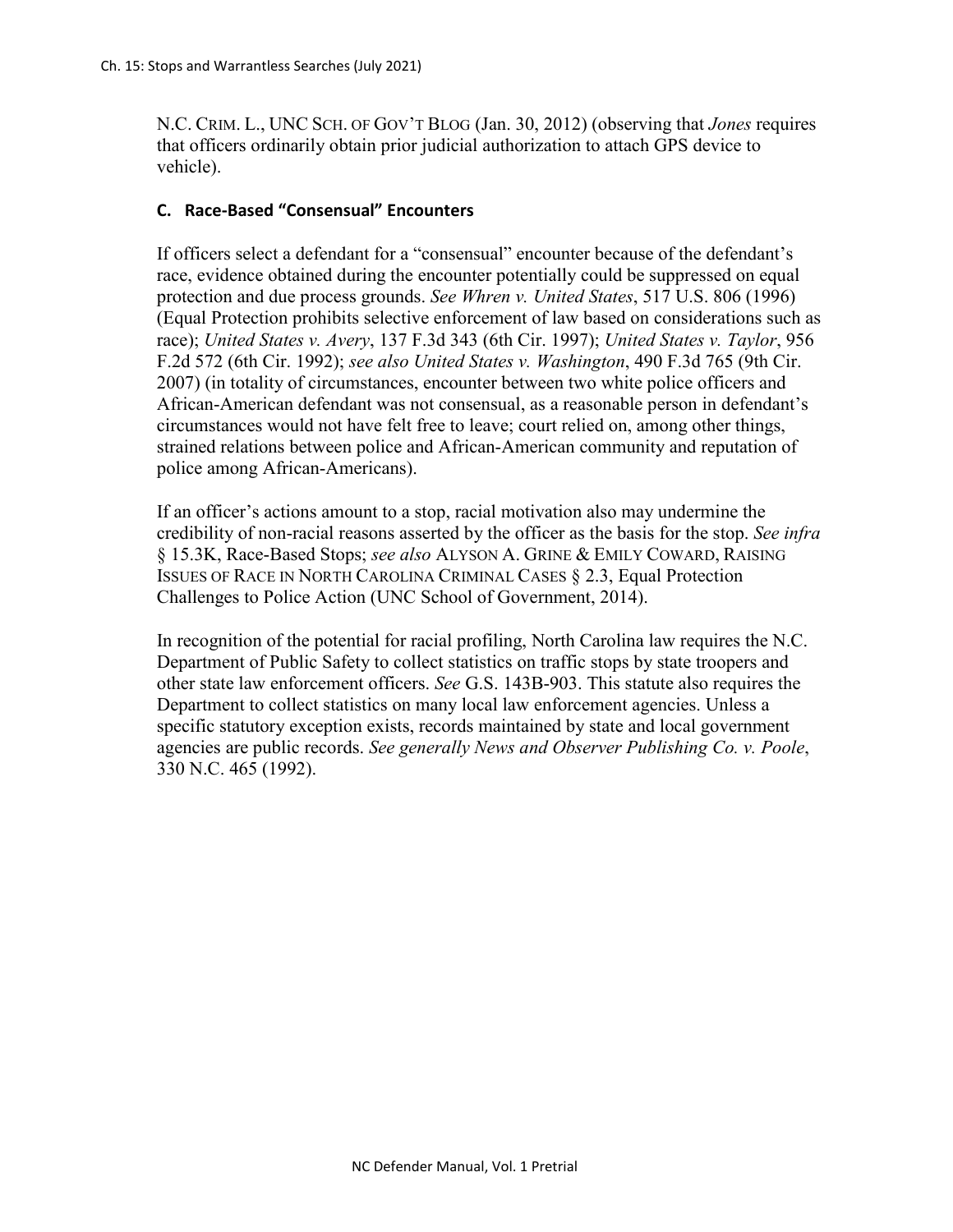N.C. CRIM. L., UNC SCH. OF GOV'T BLOG (Jan. 30, 2012) (observing that *Jones* requires that officers ordinarily obtain prior judicial authorization to attach GPS device to vehicle).

### C. Race-Based "Consensual" Encounters

If officers select a defendant for a "consensual" encounter because of the defendant's race, evidence obtained during the encounter potentially could be suppressed on equal protection and due process grounds. *See Whren v. United States*, 517 U.S. 806 (1996) (Equal Protection prohibits selective enforcement of law based on considerations such as race); *United States v. Avery*, 137 F.3d 343 (6th Cir. 1997); *United States v. Taylor*, 956 F.2d 572 (6th Cir. 1992); *see also United States v. Washington*, 490 F.3d 765 (9th Cir. 2007) (in totality of circumstances, encounter between two white police officers and African-American defendant was not consensual, as a reasonable person in defendant's circumstances would not have felt free to leave; court relied on, among other things, strained relations between police and African-American community and reputation of police among African-Americans).

If an officer's actions amount to a stop, racial motivation also may undermine the credibility of non-racial reasons asserted by the officer as the basis for the stop. *See infra* § 15.3K, Race-Based Stops; *see also* ALYSON A. GRINE & EMILY COWARD, RAISING ISSUES OF RACE IN NORTH CAROLINA CRIMINAL CASES § 2.3, Equal Protection Challenges to Police Action (UNC School of Government, 2014).

In recognition of the potential for racial profiling, North Carolina law requires the N.C. Department of Public Safety to collect statistics on traffic stops by state troopers and other state law enforcement officers. *See* G.S. 143B-903. This statute also requires the Department to collect statistics on many local law enforcement agencies. Unless a specific statutory exception exists, records maintained by state and local government agencies are public records. *See generally News and Observer Publishing Co. v. Poole*, 330 N.C. 465 (1992).